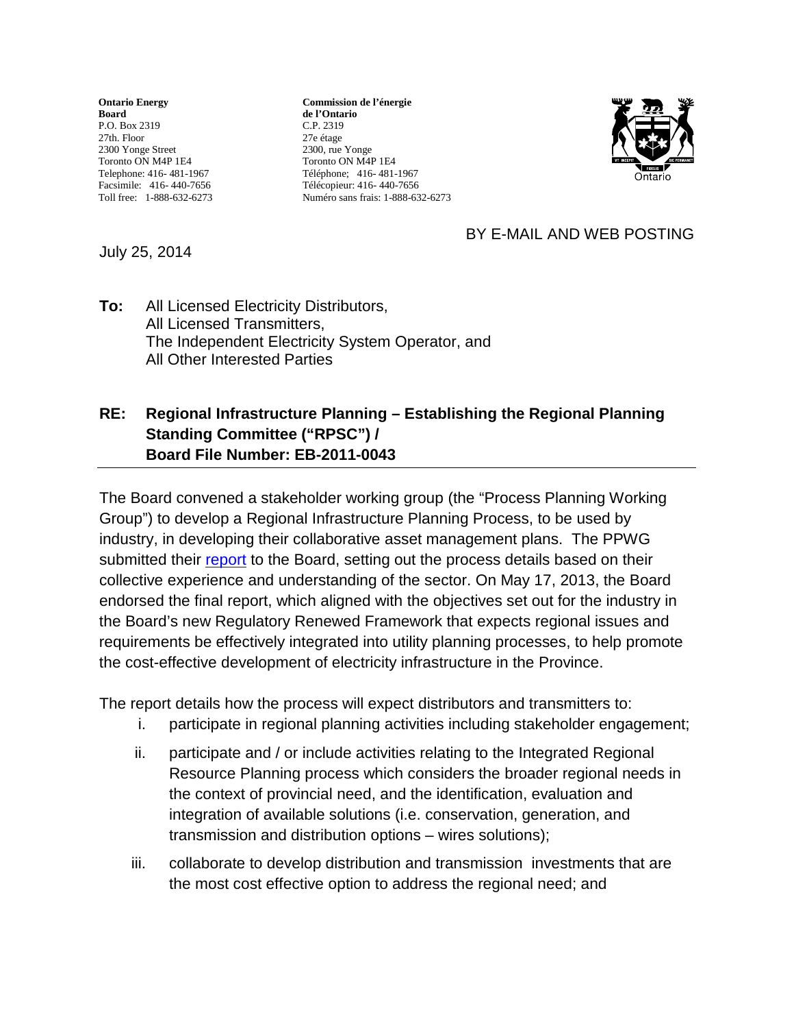**Ontario Energy Board**
P.O. Box 2319
27th. Floor
2300 Yonge Street
Toronto ON M4P 1E4
Telephone: 416- 481-1967
Facsimile: 416- 440-7656
Toll free: 1-888-632-6273

**Commission de l'énergie de l'Ontario**
C.P. 2319
27e étage
2300, rue Yonge
Toronto ON M4P 1E4
Téléphone; 416- 481-1967
Télécopieur: 416- 440-7656
Numéro sans frais: 1-888-632-6273

BY E-MAIL AND WEB POSTING

July 25, 2014

**To:** All Licensed Electricity Distributors,
All Licensed Transmitters,
The Independent Electricity System Operator, and
All Other Interested Parties

**RE: Regional Infrastructure Planning – Establishing the Regional Planning Standing Committee ("RPSC") / Board File Number: EB-2011-0043**

---

The Board convened a stakeholder working group (the "Process Planning Working Group") to develop a Regional Infrastructure Planning Process, to be used by industry, in developing their collaborative asset management plans. The PPWG submitted their report to the Board, setting out the process details based on their collective experience and understanding of the sector. On May 17, 2013, the Board endorsed the final report, which aligned with the objectives set out for the industry in the Board's new Regulatory Renewed Framework that expects regional issues and requirements be effectively integrated into utility planning processes, to help promote the cost-effective development of electricity infrastructure in the Province.

The report details how the process will expect distributors and transmitters to:

i. participate in regional planning activities including stakeholder engagement;

ii. participate and / or include activities relating to the Integrated Regional Resource Planning process which considers the broader regional needs in the context of provincial need, and the identification, evaluation and integration of available solutions (i.e. conservation, generation, and transmission and distribution options – wires solutions);

iii. collaborate to develop distribution and transmission investments that are the most cost effective option to address the regional need; and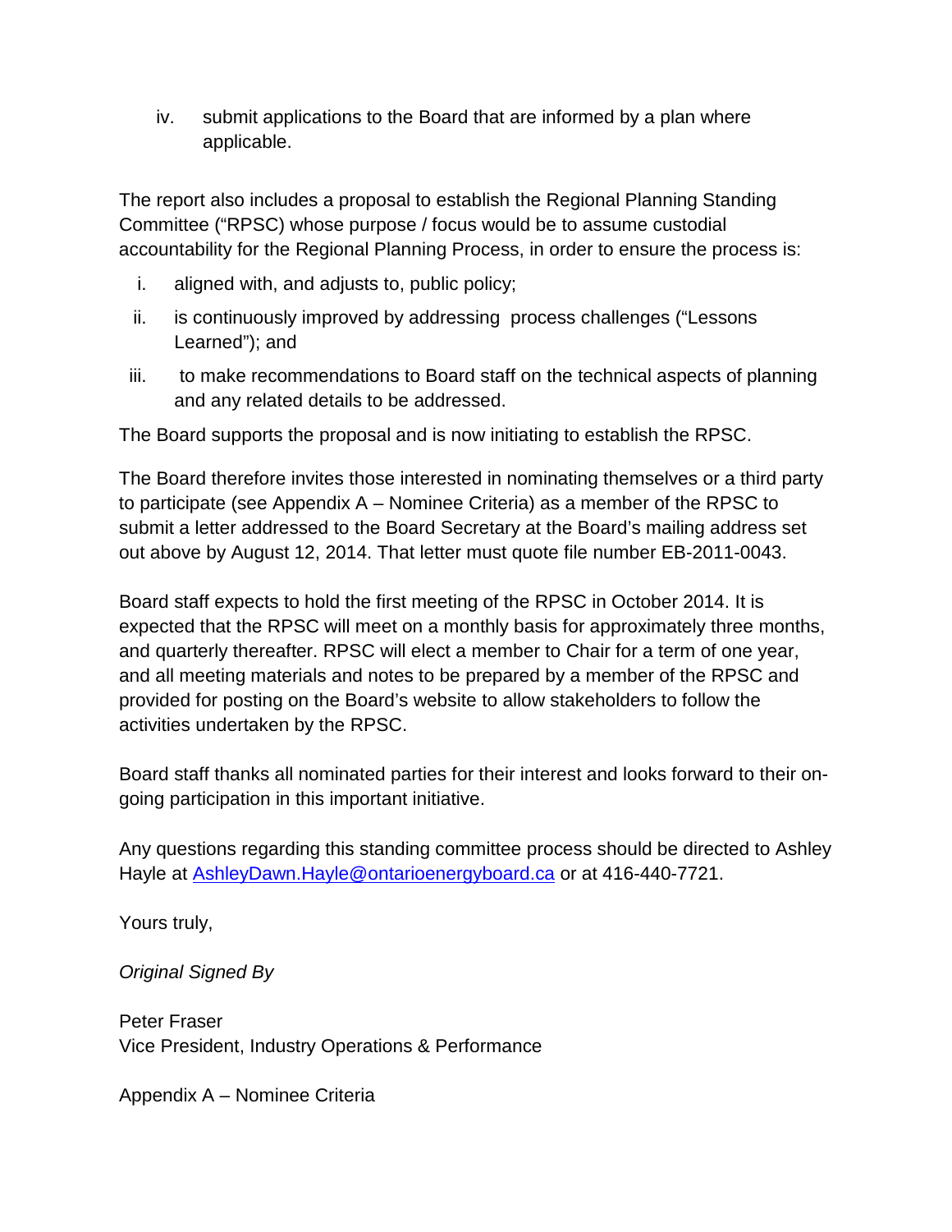iv. submit applications to the Board that are informed by a plan where applicable.

The report also includes a proposal to establish the Regional Planning Standing Committee ("RPSC) whose purpose / focus would be to assume custodial accountability for the Regional Planning Process, in order to ensure the process is:

i. aligned with, and adjusts to, public policy;
ii. is continuously improved by addressing process challenges ("Lessons Learned"); and
iii. to make recommendations to Board staff on the technical aspects of planning and any related details to be addressed.

The Board supports the proposal and is now initiating to establish the RPSC.

The Board therefore invites those interested in nominating themselves or a third party to participate (see Appendix A – Nominee Criteria) as a member of the RPSC to submit a letter addressed to the Board Secretary at the Board's mailing address set out above by August 12, 2014. That letter must quote file number EB-2011-0043.

Board staff expects to hold the first meeting of the RPSC in October 2014. It is expected that the RPSC will meet on a monthly basis for approximately three months, and quarterly thereafter. RPSC will elect a member to Chair for a term of one year, and all meeting materials and notes to be prepared by a member of the RPSC and provided for posting on the Board's website to allow stakeholders to follow the activities undertaken by the RPSC.

Board staff thanks all nominated parties for their interest and looks forward to their on-going participation in this important initiative.

Any questions regarding this standing committee process should be directed to Ashley Hayle at AshleyDawn.Hayle@ontarioenergyboard.ca or at 416-440-7721.

Yours truly,

*Original Signed By*

Peter Fraser
Vice President, Industry Operations & Performance

Appendix A – Nominee Criteria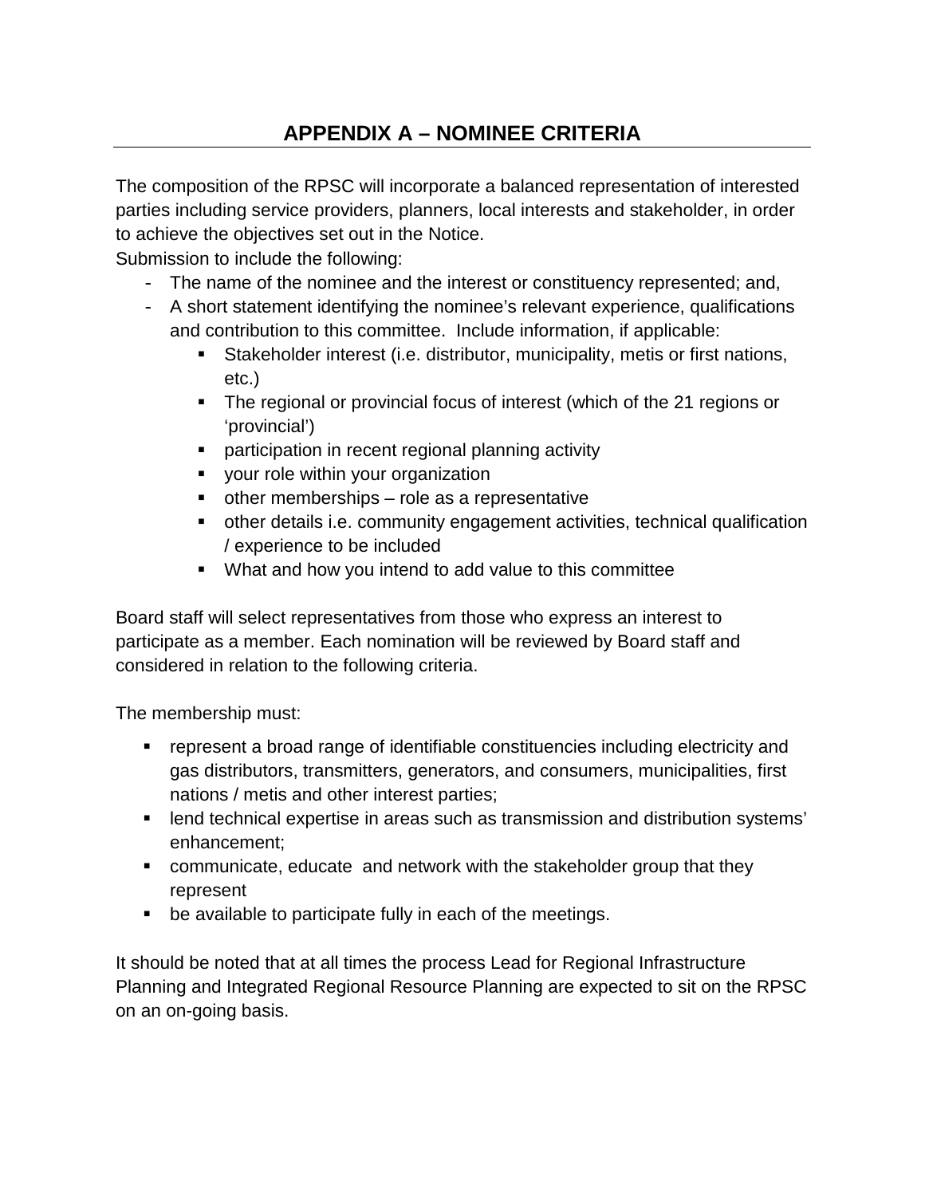# APPENDIX A – NOMINEE CRITERIA

The composition of the RPSC will incorporate a balanced representation of interested parties including service providers, planners, local interests and stakeholder, in order to achieve the objectives set out in the Notice.
Submission to include the following:

- The name of the nominee and the interest or constituency represented; and,
- A short statement identifying the nominee's relevant experience, qualifications and contribution to this committee.  Include information, if applicable:
  - Stakeholder interest (i.e. distributor, municipality, metis or first nations, etc.)
  - The regional or provincial focus of interest (which of the 21 regions or 'provincial')
  - participation in recent regional planning activity
  - your role within your organization
  - other memberships – role as a representative
  - other details i.e. community engagement activities, technical qualification / experience to be included
  - What and how you intend to add value to this committee

Board staff will select representatives from those who express an interest to participate as a member. Each nomination will be reviewed by Board staff and considered in relation to the following criteria.

The membership must:

- represent a broad range of identifiable constituencies including electricity and gas distributors, transmitters, generators, and consumers, municipalities, first nations / metis and other interest parties;
- lend technical expertise in areas such as transmission and distribution systems' enhancement;
- communicate, educate  and network with the stakeholder group that they represent
- be available to participate fully in each of the meetings.

It should be noted that at all times the process Lead for Regional Infrastructure Planning and Integrated Regional Resource Planning are expected to sit on the RPSC on an on-going basis.